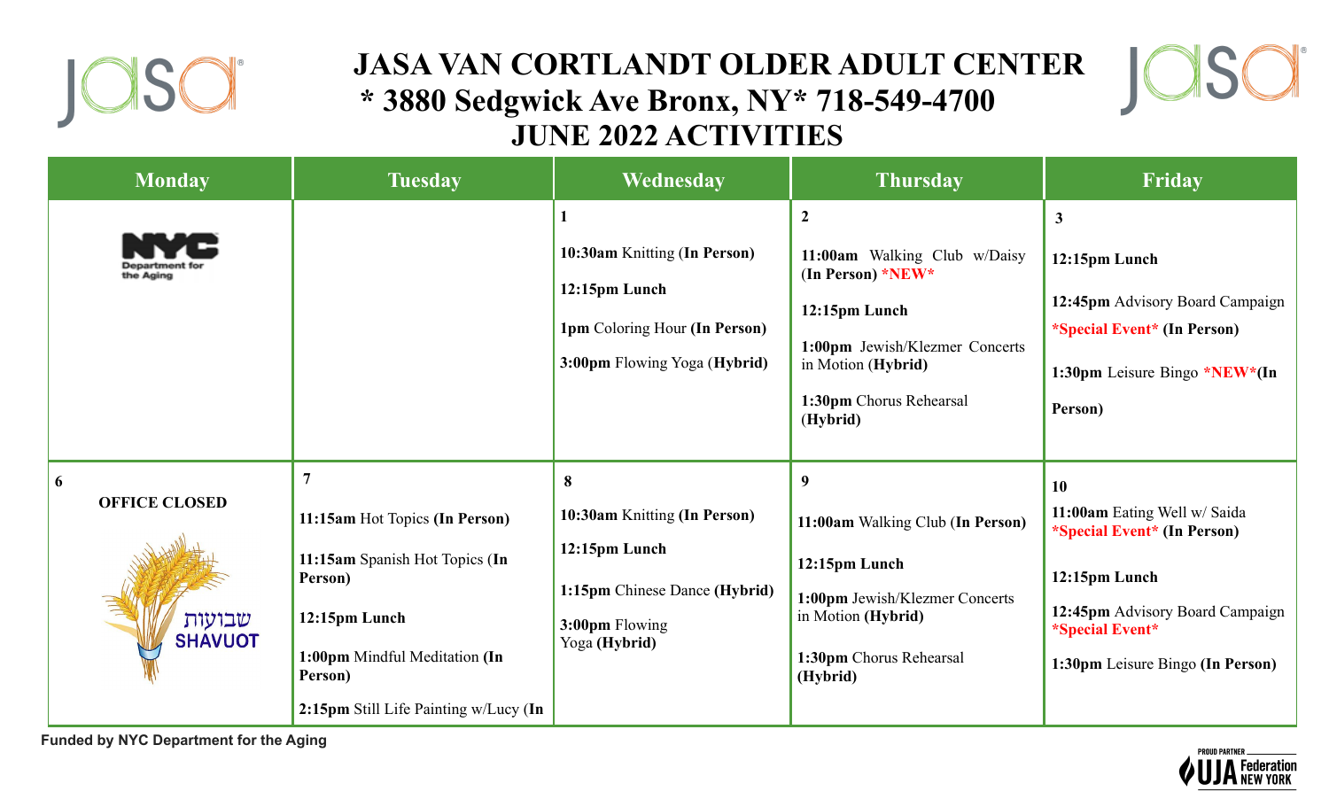# JASA VAN CORTLANDT OLDER ADULT CENTER

## * 3880 Sedgwick Ave Bronx, NY* 718-549-4700

## JUNE 2022 ACTIVITIES

| Monday | Tuesday | Wednesday | Thursday | Friday |
|---|---|---|---|---|
| NYC Department for the Aging | | **1**<br><br>**10:30am** Knitting (**In Person)**<br><br>**12:15pm Lunch**<br><br>**1pm** Coloring Hour **(In Person)**<br><br>**3:00pm** Flowing Yoga (**Hybrid)** | **2**<br><br>**11:00am** Walking Club w/Daisy **(In Person)** *NEW*<br><br>**12:15pm Lunch**<br><br>**1:00pm** Jewish/Klezmer Concerts in Motion **(Hybrid)**<br><br>**1:30pm** Chorus Rehearsal **(Hybrid)** | **3**<br><br>**12:15pm Lunch**<br><br>**12:45pm** Advisory Board Campaign ***Special Event* (In Person)**<br><br>**1:30pm** Leisure Bingo ***NEW*(In Person)** |
| **6**<br><br>**OFFICE CLOSED**<br><br>שבועות<br>SHAVUOT | **7**<br><br>**11:15am** Hot Topics **(In Person)**<br><br>**11:15am** Spanish Hot Topics **(In Person)**<br><br>**12:15pm Lunch**<br><br>**1:00pm** Mindful Meditation **(In Person)**<br><br>**2:15pm** Still Life Painting w/Lucy **(In** | **8**<br><br>**10:30am** Knitting (**In Person)**<br><br>**12:15pm Lunch**<br><br>**1:15pm** Chinese Dance **(Hybrid)**<br><br>**3:00pm** Flowing Yoga **(Hybrid)** | **9**<br><br>**11:00am** Walking Club (**In Person)**<br><br>**12:15pm Lunch**<br><br>**1:00pm** Jewish/Klezmer Concerts in Motion **(Hybrid)**<br><br>**1:30pm** Chorus Rehearsal **(Hybrid)** | **10**<br><br>**11:00am** Eating Well w/ Saida ***Special Event* (In Person)**<br><br>**12:15pm Lunch**<br><br>**12:45pm** Advisory Board Campaign ***Special Event***<br><br>**1:30pm** Leisure Bingo **(In Person)** |

**Funded by NYC Department for the Aging**

PROUD PARTNER UJA Federation NEW YORK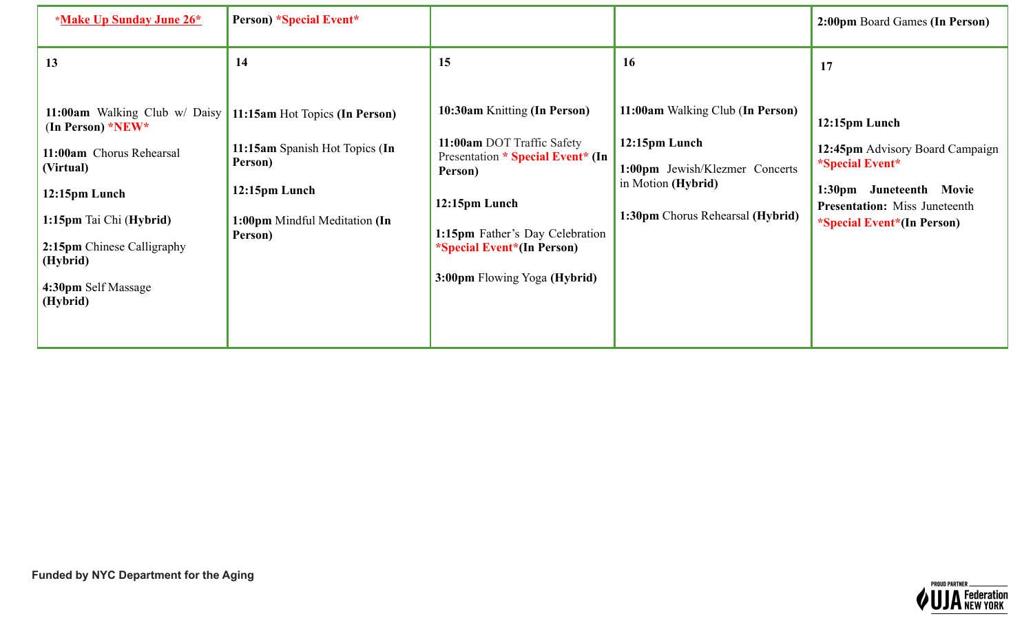| *Make Up Sunday June 26* | Person) *Special Event* | | | 2:00pm Board Games (In Person) |
|---|---|---|---|---|
| **13**<br><br>**11:00am** Walking Club w/ Daisy **(In Person)** *NEW*<br><br>**11:00am** Chorus Rehearsal **(Virtual)**<br><br>**12:15pm Lunch**<br><br>**1:15pm** Tai Chi (**Hybrid**)<br><br>**2:15pm** Chinese Calligraphy **(Hybrid)**<br><br>**4:30pm** Self Massage **(Hybrid)** | **14**<br><br>**11:15am** Hot Topics **(In Person)**<br><br>**11:15am** Spanish Hot Topics (**In Person)**<br><br>**12:15pm Lunch**<br><br>**1:00pm** Mindful Meditation **(In Person)** | **15**<br><br>**10:30am** Knitting **(In Person)**<br><br>**11:00am** DOT Traffic Safety Presentation * Special Event* **(In Person)**<br><br>**12:15pm Lunch**<br><br>**1:15pm** Father's Day Celebration *Special Event***(In Person)**<br><br>**3:00pm** Flowing Yoga **(Hybrid)** | **16**<br><br>**11:00am** Walking Club (**In Person)**<br><br>**12:15pm Lunch**<br><br>**1:00pm** Jewish/Klezmer Concerts in Motion **(Hybrid)**<br><br>**1:30pm** Chorus Rehearsal **(Hybrid)** | **17**<br><br>**12:15pm Lunch**<br><br>**12:45pm** Advisory Board Campaign *Special Event*<br><br>**1:30pm Juneteenth Movie Presentation:** Miss Juneteenth *Special Event***(In Person)** |

**Funded by NYC Department for the Aging**

PROUD PARTNER UJA Federation NEW YORK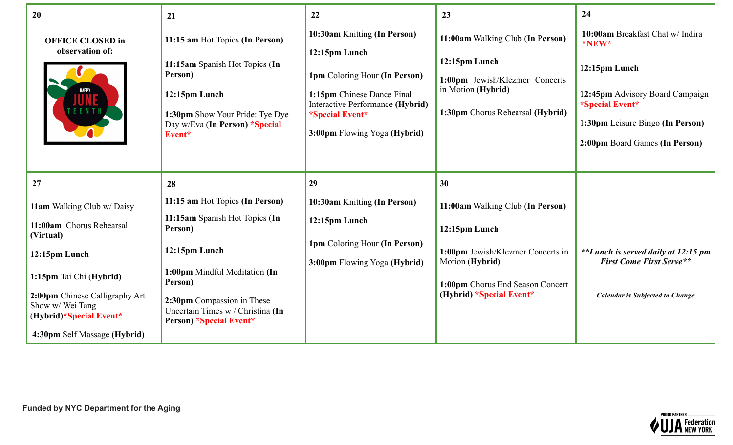| 20 | 21 | 22 | 23 | 24 |
|---|---|---|---|---|
| **OFFICE CLOSED in observation of:** HAPPY JUNETEENTH | **11:15 am** Hot Topics **(In Person)**<br><br>**11:15am** Spanish Hot Topics (**In Person)**<br><br>**12:15pm Lunch**<br><br>**1:30pm** Show Your Pride: Tye Dye Day w/Eva (**In Person)** ***Special Event*** | **10:30am** Knitting **(In Person)**<br><br>**12:15pm Lunch**<br><br>**1pm** Coloring Hour **(In Person)**<br><br>**1:15pm** Chinese Dance Final Interactive Performance **(Hybrid)** ***Special Event***<br><br>**3:00pm** Flowing Yoga **(Hybrid)** | **11:00am** Walking Club (**In Person)**<br><br>**12:15pm Lunch**<br><br>**1:00pm** Jewish/Klezmer Concerts in Motion **(Hybrid)**<br><br>**1:30pm** Chorus Rehearsal **(Hybrid)** | **10:00am** Breakfast Chat w/ Indira ***NEW***<br><br>**12:15pm Lunch**<br><br>**12:45pm** Advisory Board Campaign ***Special Event***<br><br>**1:30pm** Leisure Bingo **(In Person)**<br><br>**2:00pm** Board Games **(In Person)** |
| **27**<br><br>**11am** Walking Club w/ Daisy<br><br>**11:00am** Chorus Rehearsal **(Virtual)**<br><br>**12:15pm Lunch**<br><br>**1:15pm** Tai Chi (**Hybrid)**<br><br>**2:00pm** Chinese Calligraphy Art Show w/ Wei Tang (**Hybrid)*Special Event***<br><br>**4:30pm** Self Massage **(Hybrid)** | **28**<br><br>**11:15 am** Hot Topics **(In Person)**<br><br>**11:15am** Spanish Hot Topics (**In Person)**<br><br>**12:15pm Lunch**<br><br>**1:00pm** Mindful Meditation **(In Person)**<br><br>**2:30pm** Compassion in These Uncertain Times w / Christina **(In Person)** ***Special Event*** | **29**<br><br>**10:30am** Knitting **(In Person)**<br><br>**12:15pm Lunch**<br><br>**1pm** Coloring Hour **(In Person)**<br><br>**3:00pm** Flowing Yoga **(Hybrid)** | **30**<br><br>**11:00am** Walking Club (**In Person)**<br><br>**12:15pm Lunch**<br><br>**1:00pm** Jewish/Klezmer Concerts in Motion (**Hybrid)**<br><br>**1:00pm** Chorus End Season Concert **(Hybrid)** ***Special Event*** | ***\*\*Lunch is served daily at 12:15 pm First Come First Serve\*\****<br><br>***Calendar is Subjected to Change*** |

**Funded by NYC Department for the Aging**

PROUD PARTNER UJA Federation NEW YORK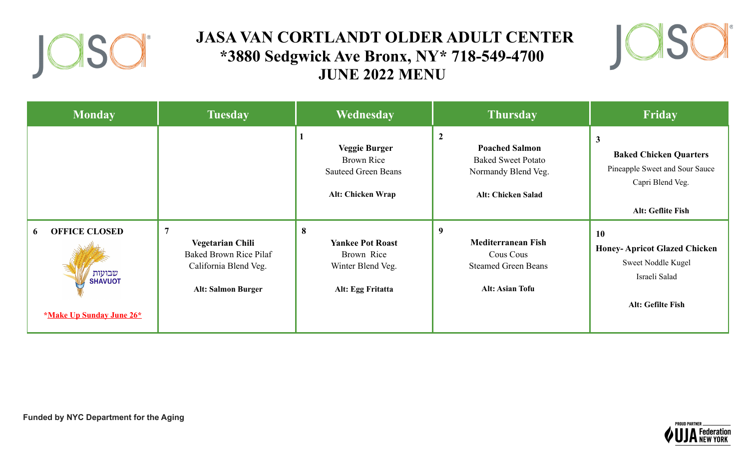# JASA VAN CORTLANDT OLDER ADULT CENTER
# *3880 Sedgwick Ave Bronx, NY* 718-549-4700
# JUNE 2022 MENU

| Monday | Tuesday | Wednesday | Thursday | Friday |
| --- | --- | --- | --- | --- |
| | | **1**<br>**Veggie Burger**<br>Brown Rice<br>Sauteed Green Beans<br><br>**Alt: Chicken Wrap** | **2**<br>**Poached Salmon**<br>Baked Sweet Potato<br>Normandy Blend Veg.<br><br>**Alt: Chicken Salad** | **3**<br>**Baked Chicken Quarters**<br>Pineapple Sweet and Sour Sauce<br>Capri Blend Veg.<br><br>**Alt: Geflite Fish** |
| **6 OFFICE CLOSED**<br>שבועות<br>SHAVUOT<br><br>**\*Make Up Sunday June 26\*** | **7**<br>**Vegetarian Chili**<br>Baked Brown Rice Pilaf<br>California Blend Veg.<br><br>**Alt: Salmon Burger** | **8**<br>**Yankee Pot Roast**<br>Brown Rice<br>Winter Blend Veg.<br><br>**Alt: Egg Fritatta** | **9**<br>**Mediterranean Fish**<br>Cous Cous<br>Steamed Green Beans<br><br>**Alt: Asian Tofu** | **10**<br>**Honey- Apricot Glazed Chicken**<br>Sweet Noddle Kugel<br>Israeli Salad<br><br>**Alt: Gefilte Fish** |

**Funded by NYC Department for the Aging**

PROUD PARTNER UJA Federation NEW YORK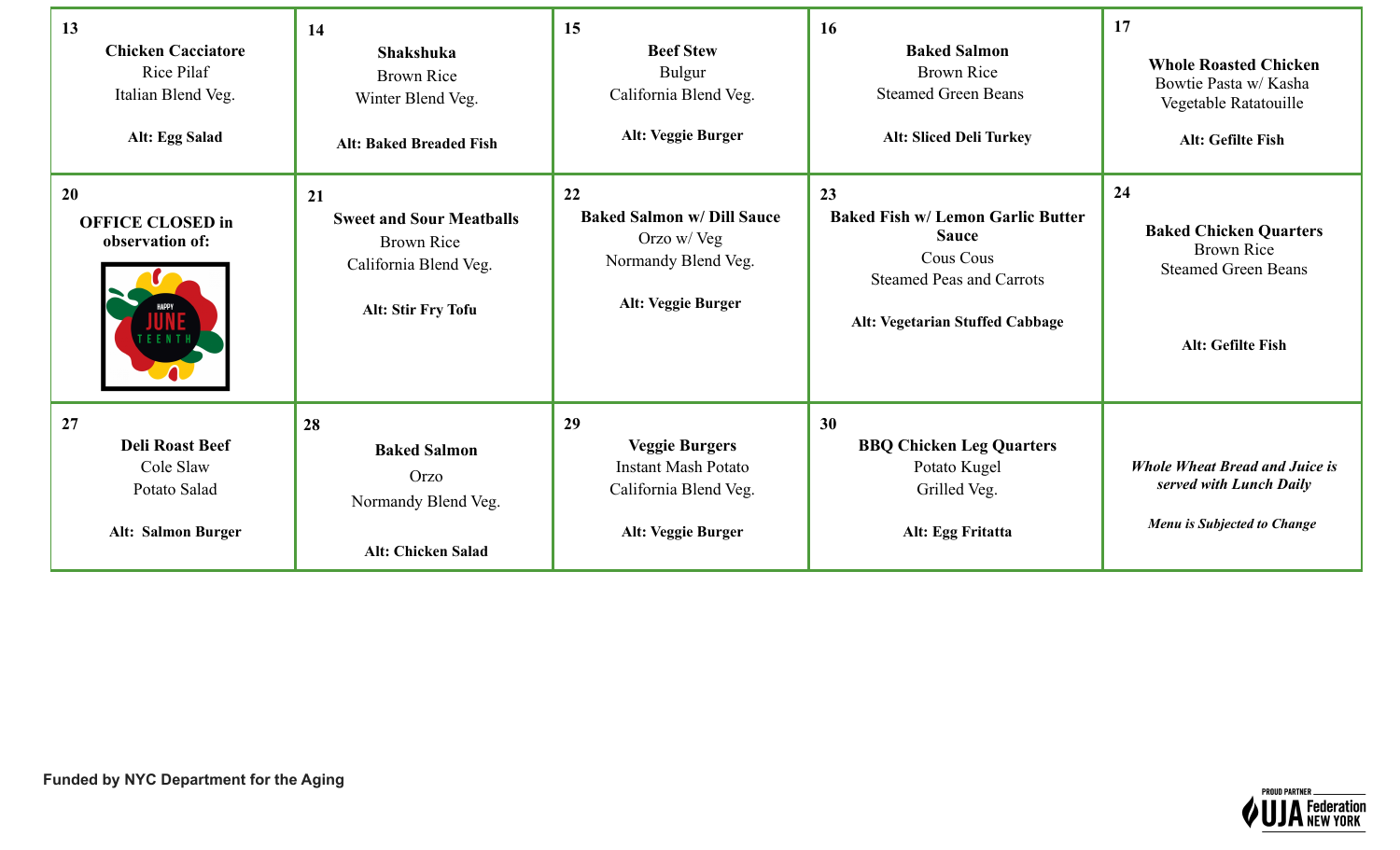| | | | | |
|---|---|---|---|---|
| 13<br>**Chicken Cacciatore**<br>Rice Pilaf<br>Italian Blend Veg.<br><br>**Alt: Egg Salad** | 14<br>**Shakshuka**<br>Brown Rice<br>Winter Blend Veg.<br><br>**Alt: Baked Breaded Fish** | 15<br>**Beef Stew**<br>Bulgur<br>California Blend Veg.<br><br>**Alt: Veggie Burger** | 16<br>**Baked Salmon**<br>Brown Rice<br>Steamed Green Beans<br><br>**Alt: Sliced Deli Turkey** | 17<br>**Whole Roasted Chicken**<br>Bowtie Pasta w/ Kasha<br>Vegetable Ratatouille<br><br>**Alt: Gefilte Fish** |
| 20<br>**OFFICE CLOSED in observation of:**<br>HAPPY JUNETEENTH | 21<br>**Sweet and Sour Meatballs**<br>Brown Rice<br>California Blend Veg.<br><br>**Alt: Stir Fry Tofu** | 22<br>**Baked Salmon w/ Dill Sauce**<br>Orzo w/ Veg<br>Normandy Blend Veg.<br><br>**Alt: Veggie Burger** | 23<br>**Baked Fish w/ Lemon Garlic Butter Sauce**<br>Cous Cous<br>Steamed Peas and Carrots<br><br>**Alt: Vegetarian Stuffed Cabbage** | 24<br>**Baked Chicken Quarters**<br>Brown Rice<br>Steamed Green Beans<br><br>**Alt: Gefilte Fish** |
| 27<br>**Deli Roast Beef**<br>Cole Slaw<br>Potato Salad<br><br>**Alt: Salmon Burger** | 28<br>**Baked Salmon**<br>Orzo<br>Normandy Blend Veg.<br><br>**Alt: Chicken Salad** | 29<br>**Veggie Burgers**<br>Instant Mash Potato<br>California Blend Veg.<br><br>**Alt: Veggie Burger** | 30<br>**BBQ Chicken Leg Quarters**<br>Potato Kugel<br>Grilled Veg.<br><br>**Alt: Egg Fritatta** | ***Whole Wheat Bread and Juice is served with Lunch Daily***<br><br>***Menu is Subjected to Change*** |

**Funded by NYC Department for the Aging**

PROUD PARTNER UJA Federation NEW YORK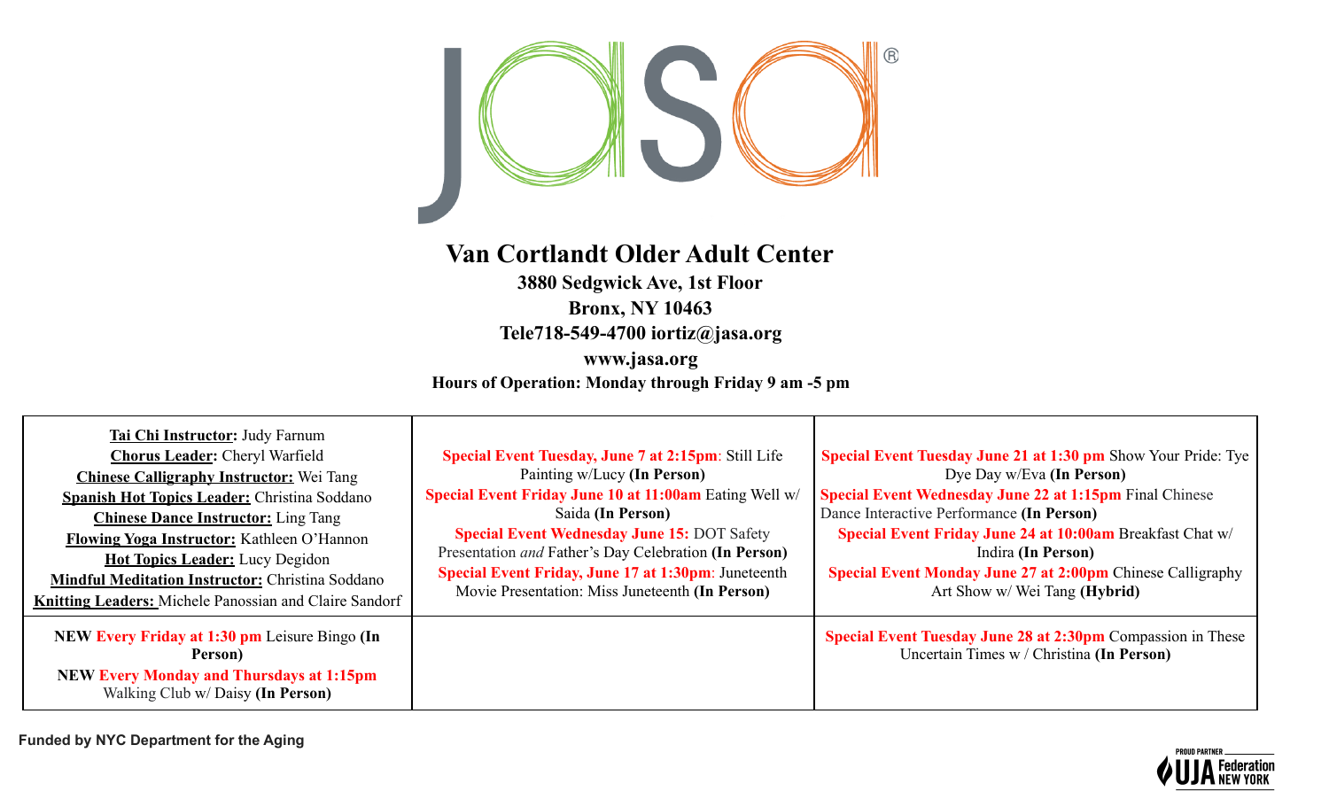# Van Cortlandt Older Adult Center

**3880 Sedgwick Ave, 1st Floor**

**Bronx, NY 10463**

**Tele718-549-4700 iortiz@jasa.org**

**www.jasa.org**

**Hours of Operation: Monday through Friday 9 am -5 pm**

| | | |
|---|---|---|
| **Tai Chi Instructor:** Judy Farnum<br>**Chorus Leader:** Cheryl Warfield<br>**Chinese Calligraphy Instructor:** Wei Tang<br>**Spanish Hot Topics Leader:** Christina Soddano<br>**Chinese Dance Instructor:** Ling Tang<br>**Flowing Yoga Instructor:** Kathleen O'Hannon<br>**Hot Topics Leader:** Lucy Degidon<br>**Mindful Meditation Instructor:** Christina Soddano<br>**Knitting Leaders:** Michele Panossian and Claire Sandorf | **Special Event Tuesday, June 7 at 2:15pm**: Still Life Painting w/Lucy **(In Person)**<br>**Special Event Friday June 10 at 11:00am** Eating Well w/ Saida **(In Person)**<br>**Special Event Wednesday June 15:** DOT Safety Presentation *and* Father's Day Celebration **(In Person)**<br>**Special Event Friday, June 17 at 1:30pm**: Juneteenth Movie Presentation: Miss Juneteenth **(In Person)** | **Special Event Tuesday June 21 at 1:30 pm** Show Your Pride: Tye Dye Day w/Eva **(In Person)**<br>**Special Event Wednesday June 22 at 1:15pm** Final Chinese Dance Interactive Performance **(In Person)**<br>**Special Event Friday June 24 at 10:00am** Breakfast Chat w/ Indira **(In Person)**<br>**Special Event Monday June 27 at 2:00pm** Chinese Calligraphy Art Show w/ Wei Tang **(Hybrid)** |
| **NEW Every Friday at 1:30 pm** Leisure Bingo **(In Person)**<br>**NEW Every Monday and Thursdays at 1:15pm** Walking Club w/ Daisy **(In Person)** | | **Special Event Tuesday June 28 at 2:30pm** Compassion in These Uncertain Times w / Christina **(In Person)** |

**Funded by NYC Department for the Aging**

PROUD PARTNER UJA Federation NEW YORK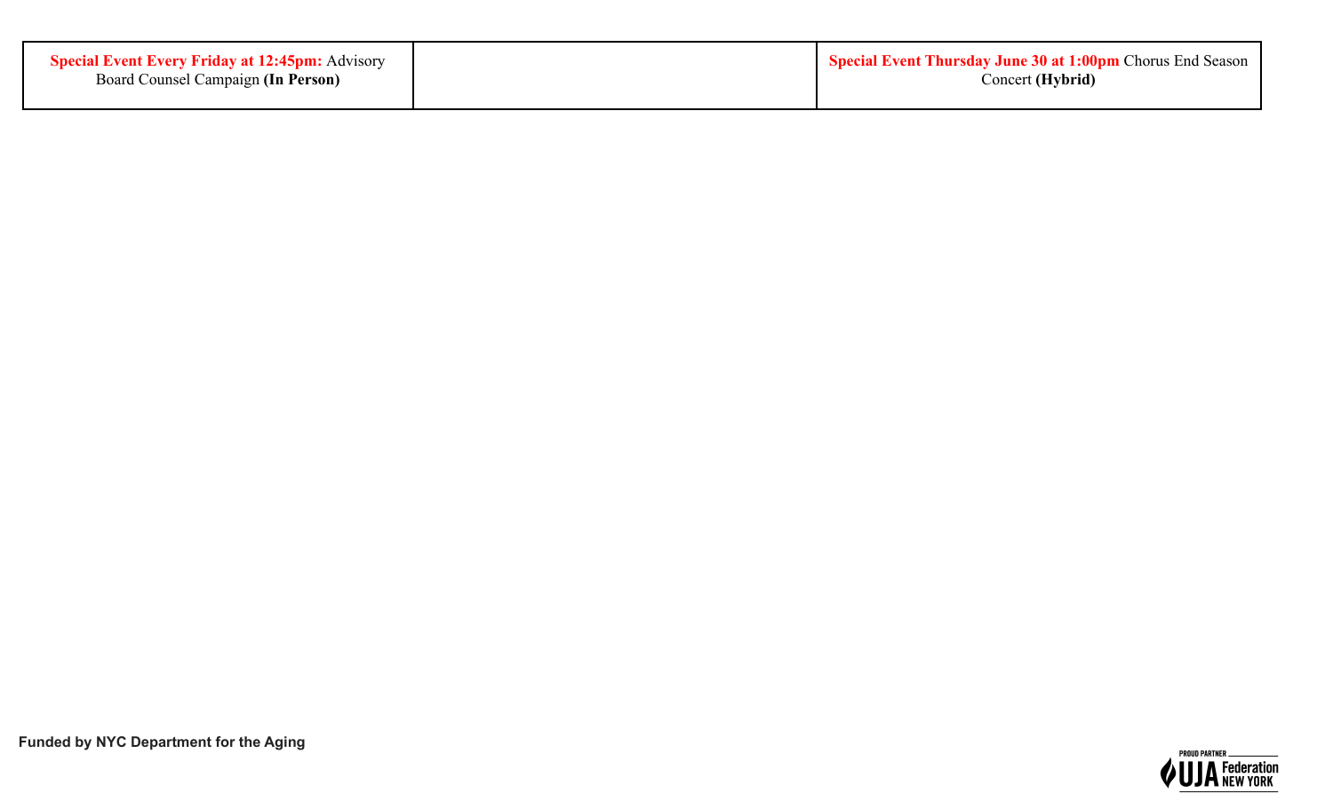| | | |
|---|---|---|
| **Special Event Every Friday at 12:45pm:** Advisory Board Counsel Campaign **(In Person)** | | **Special Event Thursday June 30 at 1:00pm** Chorus End Season Concert **(Hybrid)** |

**Funded by NYC Department for the Aging**

PROUD PARTNER UJA Federation NEW YORK